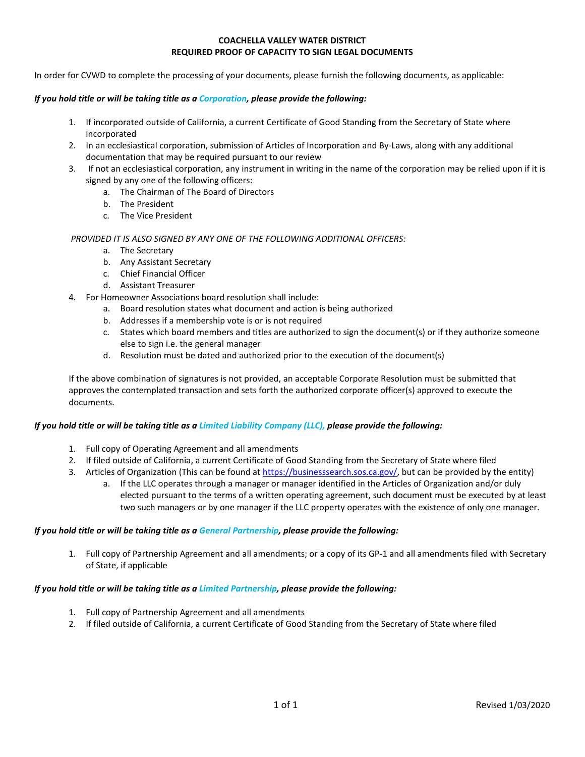# COACHELLA VALLEY WATER DISTRICT
## REQUIRED PROOF OF CAPACITY TO SIGN LEGAL DOCUMENTS

In order for CVWD to complete the processing of your documents, please furnish the following documents, as applicable:

***If you hold title or will be taking title as a Corporation, please provide the following:***

1. If incorporated outside of California, a current Certificate of Good Standing from the Secretary of State where incorporated
2. In an ecclesiastical corporation, submission of Articles of Incorporation and By-Laws, along with any additional documentation that may be required pursuant to our review
3. If not an ecclesiastical corporation, any instrument in writing in the name of the corporation may be relied upon if it is signed by any one of the following officers:
    a. The Chairman of The Board of Directors
    b. The President
    c. The Vice President

    *PROVIDED IT IS ALSO SIGNED BY ANY ONE OF THE FOLLOWING ADDITIONAL OFFICERS:*

    a. The Secretary
    b. Any Assistant Secretary
    c. Chief Financial Officer
    d. Assistant Treasurer
4. For Homeowner Associations board resolution shall include:
    a. Board resolution states what document and action is being authorized
    b. Addresses if a membership vote is or is not required
    c. States which board members and titles are authorized to sign the document(s) or if they authorize someone else to sign i.e. the general manager
    d. Resolution must be dated and authorized prior to the execution of the document(s)

If the above combination of signatures is not provided, an acceptable Corporate Resolution must be submitted that approves the contemplated transaction and sets forth the authorized corporate officer(s) approved to execute the documents.

***If you hold title or will be taking title as a Limited Liability Company (LLC), please provide the following:***

1. Full copy of Operating Agreement and all amendments
2. If filed outside of California, a current Certificate of Good Standing from the Secretary of State where filed
3. Articles of Organization (This can be found at https://businesssearch.sos.ca.gov/, but can be provided by the entity)
    a. If the LLC operates through a manager or manager identified in the Articles of Organization and/or duly elected pursuant to the terms of a written operating agreement, such document must be executed by at least two such managers or by one manager if the LLC property operates with the existence of only one manager.

***If you hold title or will be taking title as a General Partnership, please provide the following:***

1. Full copy of Partnership Agreement and all amendments; or a copy of its GP-1 and all amendments filed with Secretary of State, if applicable

***If you hold title or will be taking title as a Limited Partnership, please provide the following:***

1. Full copy of Partnership Agreement and all amendments
2. If filed outside of California, a current Certificate of Good Standing from the Secretary of State where filed

Revised 1/03/2020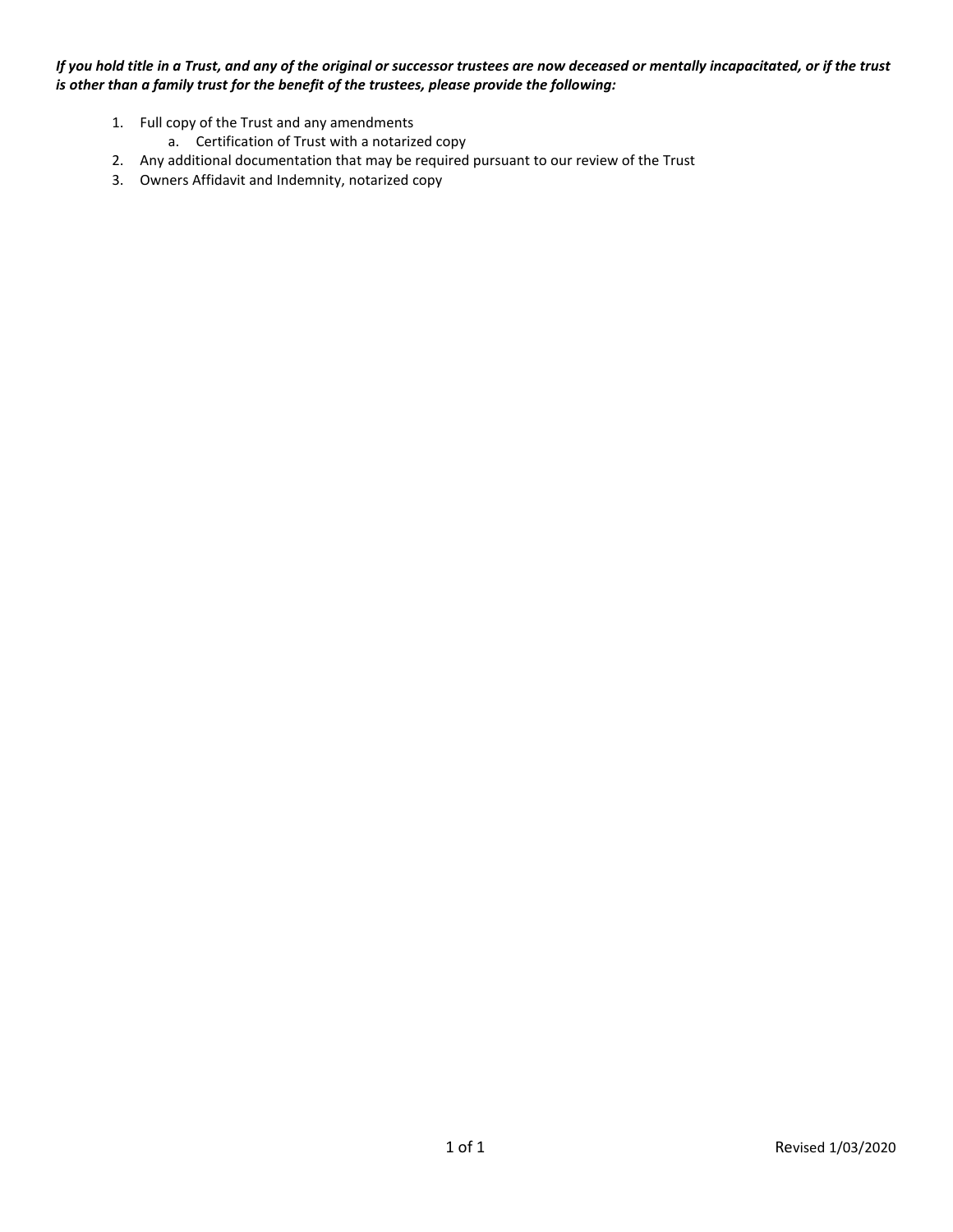***If you hold title in a Trust, and any of the original or successor trustees are now deceased or mentally incapacitated, or if the trust is other than a family trust for the benefit of the trustees, please provide the following:***

1. Full copy of the Trust and any amendments
   a. Certification of Trust with a notarized copy
2. Any additional documentation that may be required pursuant to our review of the Trust
3. Owners Affidavit and Indemnity, notarized copy

Revised 1/03/2020